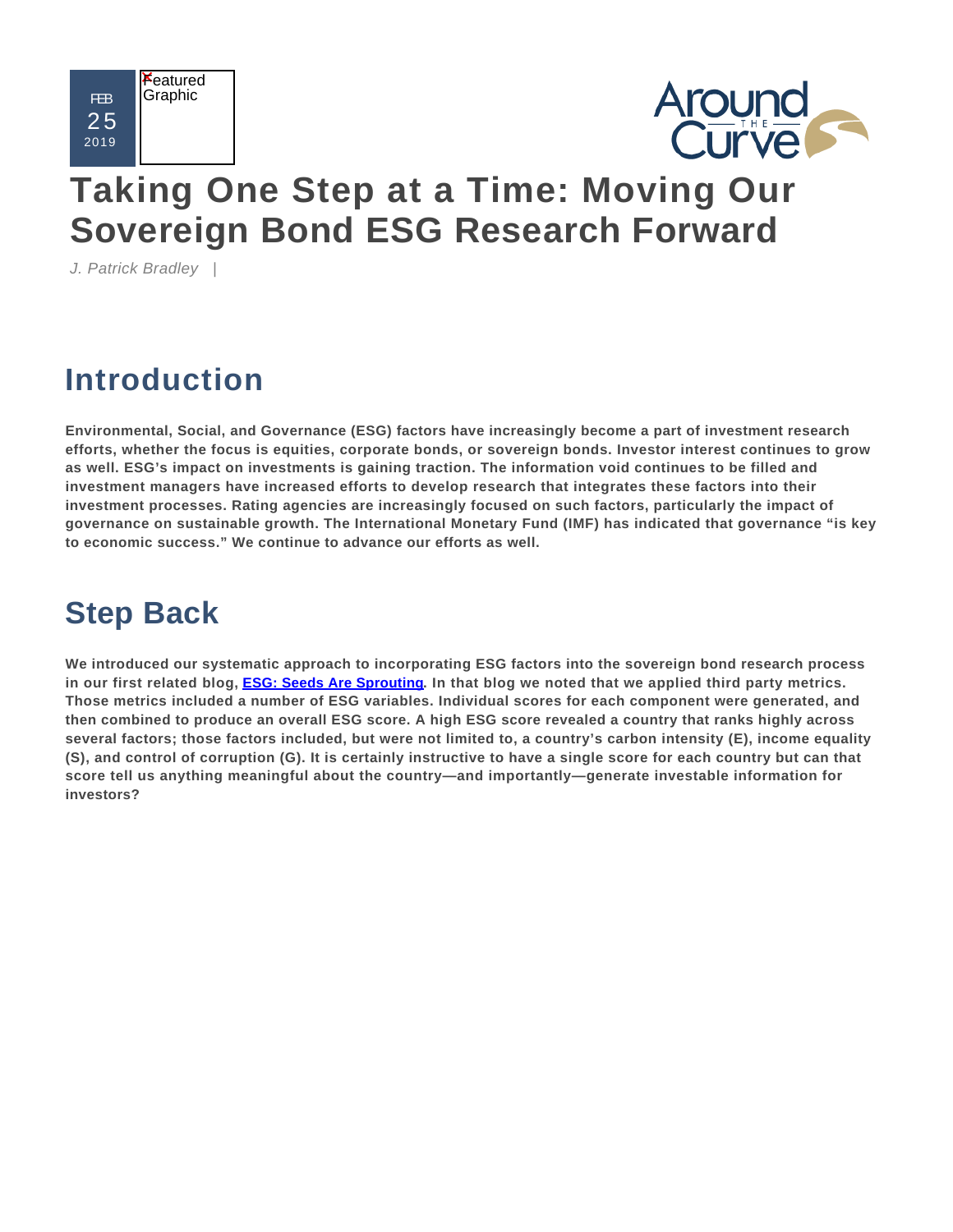FEB 25 2019

# Taking One Step at a Time: Moving Our Sovereign Bond ESG Research Forward

*J. Patrick Bradley* |

## Introduction

**Environmental, Social, and Governance (ESG) factors have increasingly become a part of investment research efforts, whether the focus is equities, corporate bonds, or sovereign bonds. Investor interest continues to grow as well. ESG's impact on investments is gaining traction. The information void continues to be filled and investment managers have increased efforts to develop research that integrates these factors into their investment processes. Rating agencies are increasingly focused on such factors, particularly the impact of governance on sustainable growth. The International Monetary Fund (IMF) has indicated that governance "is key to economic success." We continue to advance our efforts as well.**

## Step Back

**We introduced our systematic approach to incorporating ESG factors into the sovereign bond research process in our first related blog, [ESG: Seeds Are Sprouting](). In that blog we noted that we applied third party metrics. Those metrics included a number of ESG variables. Individual scores for each component were generated, and then combined to produce an overall ESG score. A high ESG score revealed a country that ranks highly across several factors; those factors included, but were not limited to, a country's carbon intensity (E), income equality (S), and control of corruption (G). It is certainly instructive to have a single score for each country but can that score tell us anything meaningful about the country—and importantly—generate investable information for investors?**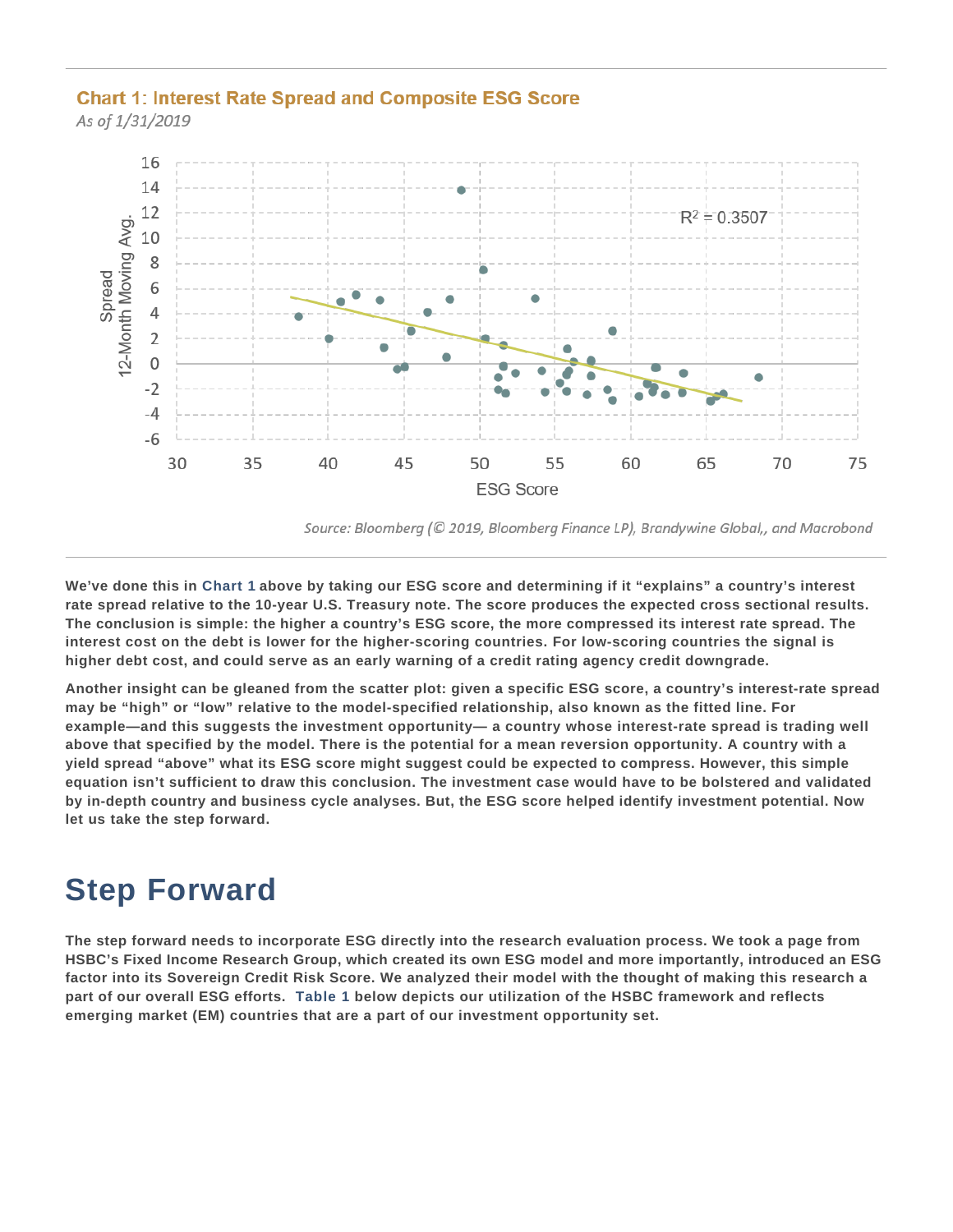**Chart 1: Interest Rate Spread and Composite ESG Score**

*As of 1/31/2019*

Source: Bloomberg (© 2019, Bloomberg Finance LP), Brandywine Global,, and Macrobond

**We've done this in Chart 1 above by taking our ESG score and determining if it "explains" a country's interest rate spread relative to the 10-year U.S. Treasury note. The score produces the expected cross sectional results. The conclusion is simple: the higher a country's ESG score, the more compressed its interest rate spread. The interest cost on the debt is lower for the higher-scoring countries. For low-scoring countries the signal is higher debt cost, and could serve as an early warning of a credit rating agency credit downgrade.**

**Another insight can be gleaned from the scatter plot: given a specific ESG score, a country's interest-rate spread may be "high" or "low" relative to the model-specified relationship, also known as the fitted line. For example—and this suggests the investment opportunity— a country whose interest-rate spread is trading well above that specified by the model. There is the potential for a mean reversion opportunity. A country with a yield spread "above" what its ESG score might suggest could be expected to compress. However, this simple equation isn't sufficient to draw this conclusion. The investment case would have to be bolstered and validated by in-depth country and business cycle analyses. But, the ESG score helped identify investment potential. Now let us take the step forward.**

# Step Forward

**The step forward needs to incorporate ESG directly into the research evaluation process. We took a page from HSBC's Fixed Income Research Group, which created its own ESG model and more importantly, introduced an ESG factor into its Sovereign Credit Risk Score. We analyzed their model with the thought of making this research a part of our overall ESG efforts. Table 1 below depicts our utilization of the HSBC framework and reflects emerging market (EM) countries that are a part of our investment opportunity set.**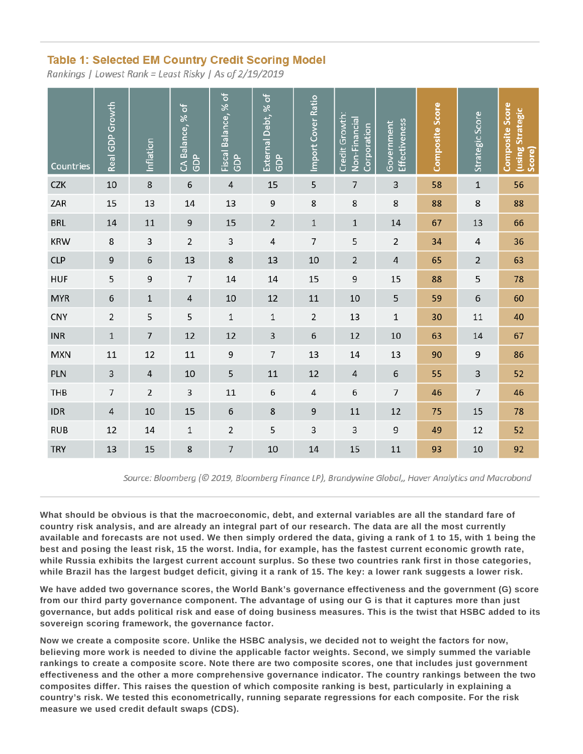## Table 1: Selected EM Country Credit Scoring Model

*Rankings | Lowest Rank = Least Risky | As of 2/19/2019*

| Countries | Real GDP Growth | Inflation | CA Balance, % of GDP | Fiscal Balance, % of GDP | External Debt, % of GDP | Import Cover Ratio | Credit Growth: Non-Financial Corporation | Government Effectiveness | Composite Score | Strategic Score | Composite Score (using Strategic Score) |
|---|---|---|---|---|---|---|---|---|---|---|---|
| CZK | 10 | 8 | 6 | 4 | 15 | 5 | 7 | 3 | 58 | 1 | 56 |
| ZAR | 15 | 13 | 14 | 13 | 9 | 8 | 8 | 8 | 88 | 8 | 88 |
| BRL | 14 | 11 | 9 | 15 | 2 | 1 | 1 | 14 | 67 | 13 | 66 |
| KRW | 8 | 3 | 2 | 3 | 4 | 7 | 5 | 2 | 34 | 4 | 36 |
| CLP | 9 | 6 | 13 | 8 | 13 | 10 | 2 | 4 | 65 | 2 | 63 |
| HUF | 5 | 9 | 7 | 14 | 14 | 15 | 9 | 15 | 88 | 5 | 78 |
| MYR | 6 | 1 | 4 | 10 | 12 | 11 | 10 | 5 | 59 | 6 | 60 |
| CNY | 2 | 5 | 5 | 1 | 1 | 2 | 13 | 1 | 30 | 11 | 40 |
| INR | 1 | 7 | 12 | 12 | 3 | 6 | 12 | 10 | 63 | 14 | 67 |
| MXN | 11 | 12 | 11 | 9 | 7 | 13 | 14 | 13 | 90 | 9 | 86 |
| PLN | 3 | 4 | 10 | 5 | 11 | 12 | 4 | 6 | 55 | 3 | 52 |
| THB | 7 | 2 | 3 | 11 | 6 | 4 | 6 | 7 | 46 | 7 | 46 |
| IDR | 4 | 10 | 15 | 6 | 8 | 9 | 11 | 12 | 75 | 15 | 78 |
| RUB | 12 | 14 | 1 | 2 | 5 | 3 | 3 | 9 | 49 | 12 | 52 |
| TRY | 13 | 15 | 8 | 7 | 10 | 14 | 15 | 11 | 93 | 10 | 92 |

*Source: Bloomberg (© 2019, Bloomberg Finance LP), Brandywine Global,, Haver Analytics and Macrobond*

**What should be obvious is that the macroeconomic, debt, and external variables are all the standard fare of country risk analysis, and are already an integral part of our research. The data are all the most currently available and forecasts are not used. We then simply ordered the data, giving a rank of 1 to 15, with 1 being the best and posing the least risk, 15 the worst. India, for example, has the fastest current economic growth rate, while Russia exhibits the largest current account surplus. So these two countries rank first in those categories, while Brazil has the largest budget deficit, giving it a rank of 15. The key: a lower rank suggests a lower risk.**

**We have added two governance scores, the World Bank's governance effectiveness and the government (G) score from our third party governance component. The advantage of using our G is that it captures more than just governance, but adds political risk and ease of doing business measures. This is the twist that HSBC added to its sovereign scoring framework, the governance factor.**

**Now we create a composite score. Unlike the HSBC analysis, we decided not to weight the factors for now, believing more work is needed to divine the applicable factor weights. Second, we simply summed the variable rankings to create a composite score. Note there are two composite scores, one that includes just government effectiveness and the other a more comprehensive governance indicator. The country rankings between the two composites differ. This raises the question of which composite ranking is best, particularly in explaining a country's risk. We tested this econometrically, running separate regressions for each composite. For the risk measure we used credit default swaps (CDS).**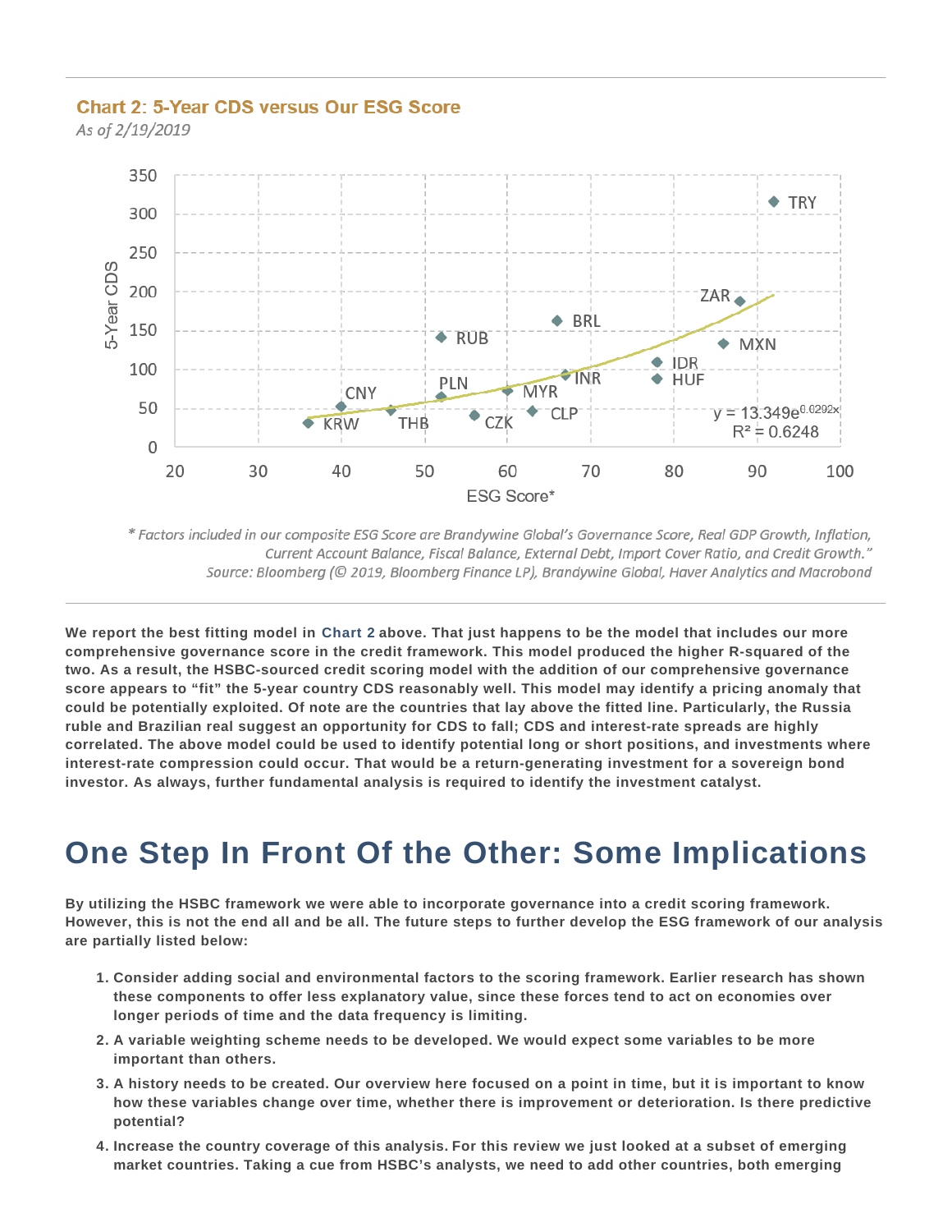**Chart 2: 5-Year CDS versus Our ESG Score**

*As of 2/19/2019*

$y = 13.349e^{0.0292x}$
$R^2 = 0.6248$

\* *Factors included in our composite ESG Score are Brandywine Global's Governance Score, Real GDP Growth, Inflation, Current Account Balance, Fiscal Balance, External Debt, Import Cover Ratio, and Credit Growth."*
*Source: Bloomberg (© 2019, Bloomberg Finance LP), Brandywine Global, Haver Analytics and Macrobond*

**We report the best fitting model in Chart 2 above. That just happens to be the model that includes our more comprehensive governance score in the credit framework. This model produced the higher R-squared of the two. As a result, the HSBC-sourced credit scoring model with the addition of our comprehensive governance score appears to "fit" the 5-year country CDS reasonably well. This model may identify a pricing anomaly that could be potentially exploited. Of note are the countries that lay above the fitted line. Particularly, the Russia ruble and Brazilian real suggest an opportunity for CDS to fall; CDS and interest-rate spreads are highly correlated. The above model could be used to identify potential long or short positions, and investments where interest-rate compression could occur. That would be a return-generating investment for a sovereign bond investor. As always, further fundamental analysis is required to identify the investment catalyst.**

# One Step In Front Of the Other: Some Implications

**By utilizing the HSBC framework we were able to incorporate governance into a credit scoring framework. However, this is not the end all and be all. The future steps to further develop the ESG framework of our analysis are partially listed below:**

1. **Consider adding social and environmental factors to the scoring framework. Earlier research has shown these components to offer less explanatory value, since these forces tend to act on economies over longer periods of time and the data frequency is limiting.**
2. **A variable weighting scheme needs to be developed. We would expect some variables to be more important than others.**
3. **A history needs to be created. Our overview here focused on a point in time, but it is important to know how these variables change over time, whether there is improvement or deterioration. Is there predictive potential?**
4. **Increase the country coverage of this analysis. For this review we just looked at a subset of emerging market countries. Taking a cue from HSBC's analysts, we need to add other countries, both emerging**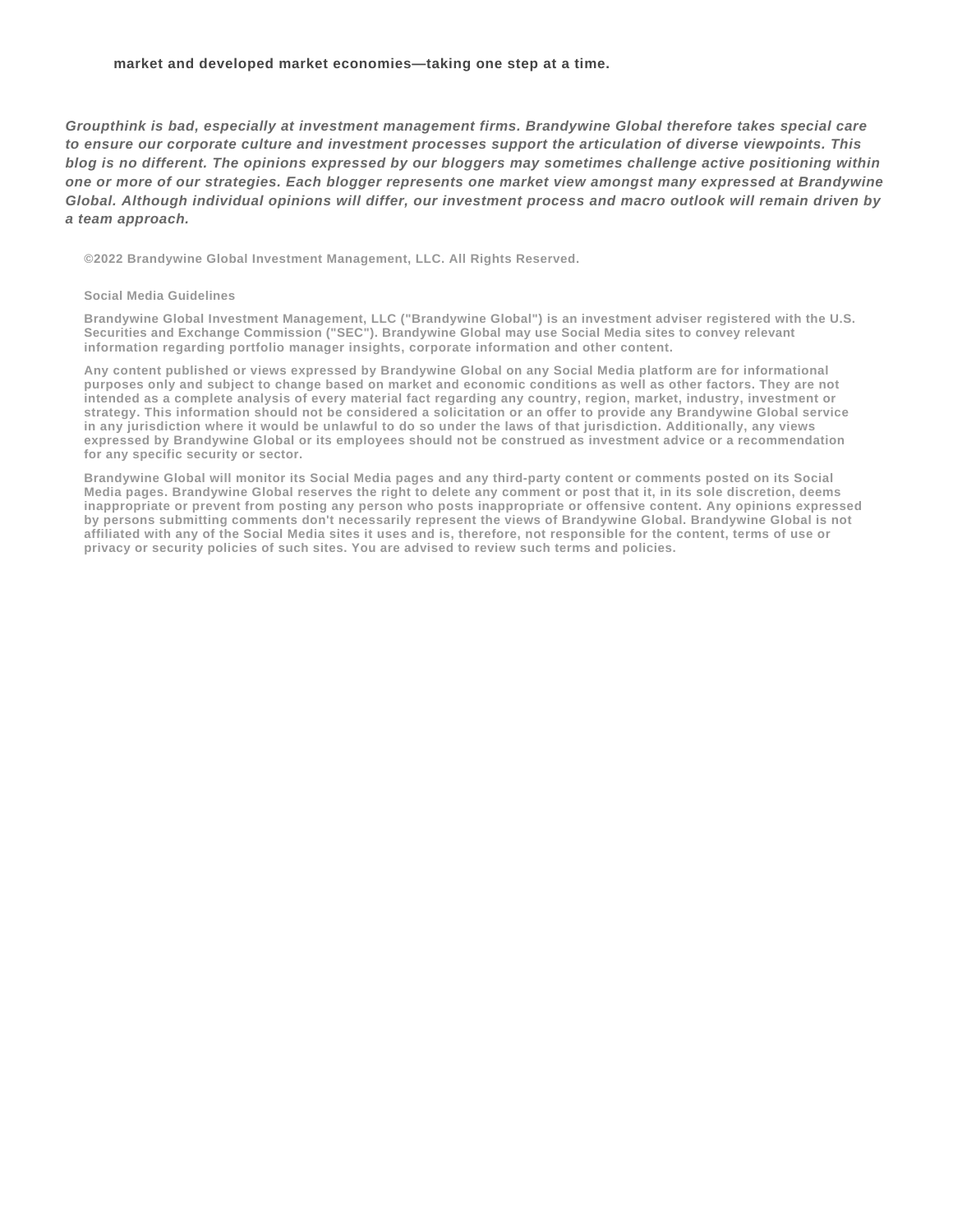**market and developed market economies—taking one step at a time.**

***Groupthink is bad, especially at investment management firms. Brandywine Global therefore takes special care to ensure our corporate culture and investment processes support the articulation of diverse viewpoints. This blog is no different. The opinions expressed by our bloggers may sometimes challenge active positioning within one or more of our strategies. Each blogger represents one market view amongst many expressed at Brandywine Global. Although individual opinions will differ, our investment process and macro outlook will remain driven by a team approach.***

**©2022 Brandywine Global Investment Management, LLC. All Rights Reserved.**

**Social Media Guidelines**

**Brandywine Global Investment Management, LLC ("Brandywine Global") is an investment adviser registered with the U.S. Securities and Exchange Commission ("SEC"). Brandywine Global may use Social Media sites to convey relevant information regarding portfolio manager insights, corporate information and other content.**

**Any content published or views expressed by Brandywine Global on any Social Media platform are for informational purposes only and subject to change based on market and economic conditions as well as other factors. They are not intended as a complete analysis of every material fact regarding any country, region, market, industry, investment or strategy. This information should not be considered a solicitation or an offer to provide any Brandywine Global service in any jurisdiction where it would be unlawful to do so under the laws of that jurisdiction. Additionally, any views expressed by Brandywine Global or its employees should not be construed as investment advice or a recommendation for any specific security or sector.**

**Brandywine Global will monitor its Social Media pages and any third-party content or comments posted on its Social Media pages. Brandywine Global reserves the right to delete any comment or post that it, in its sole discretion, deems inappropriate or prevent from posting any person who posts inappropriate or offensive content. Any opinions expressed by persons submitting comments don't necessarily represent the views of Brandywine Global. Brandywine Global is not affiliated with any of the Social Media sites it uses and is, therefore, not responsible for the content, terms of use or privacy or security policies of such sites. You are advised to review such terms and policies.**